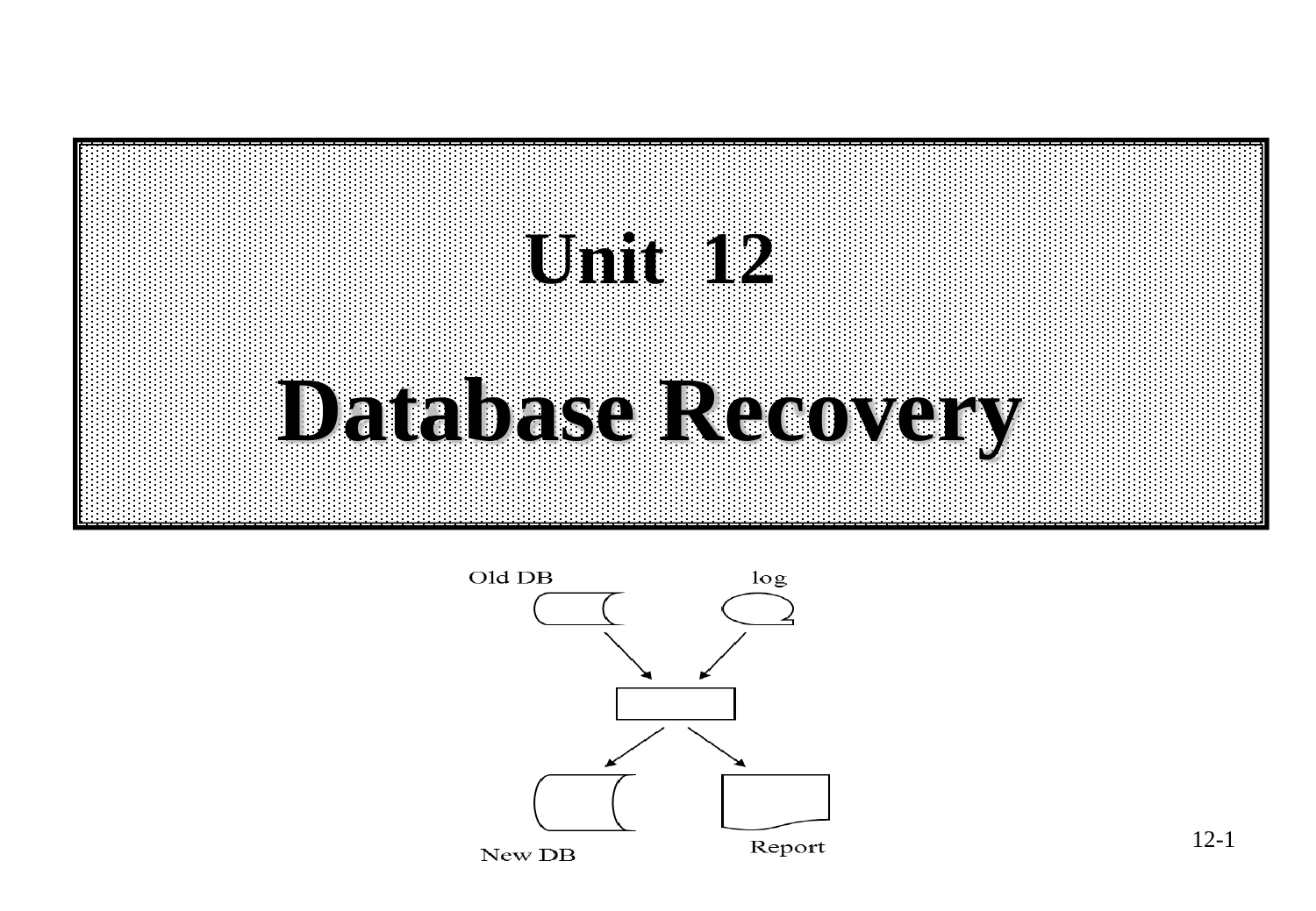# Unit 12

# Database Recovery

Old DB

log

New DB

Report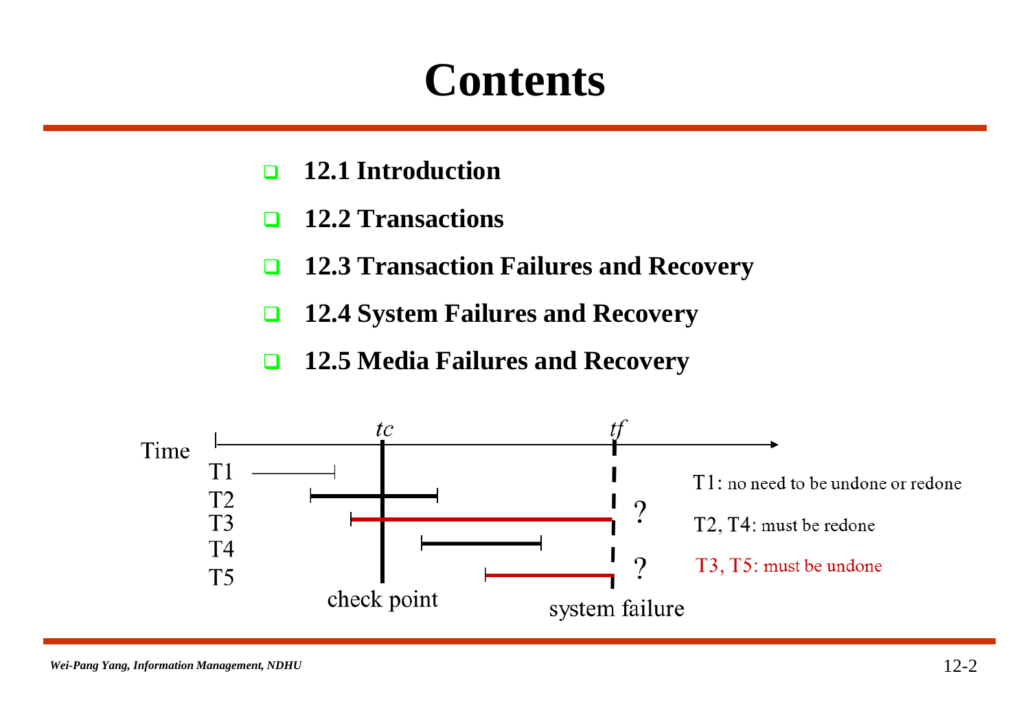# Contents

- **12.1 Introduction**
- **12.2 Transactions**
- **12.3 Transaction Failures and Recovery**
- **12.4 System Failures and Recovery**
- **12.5 Media Failures and Recovery**

Time — *tc* (check point), *tf* (system failure)

T1, T2, T3, T4, T5

T1: no need to be undone or redone

T2, T4: must be redone

T3, T5: must be undone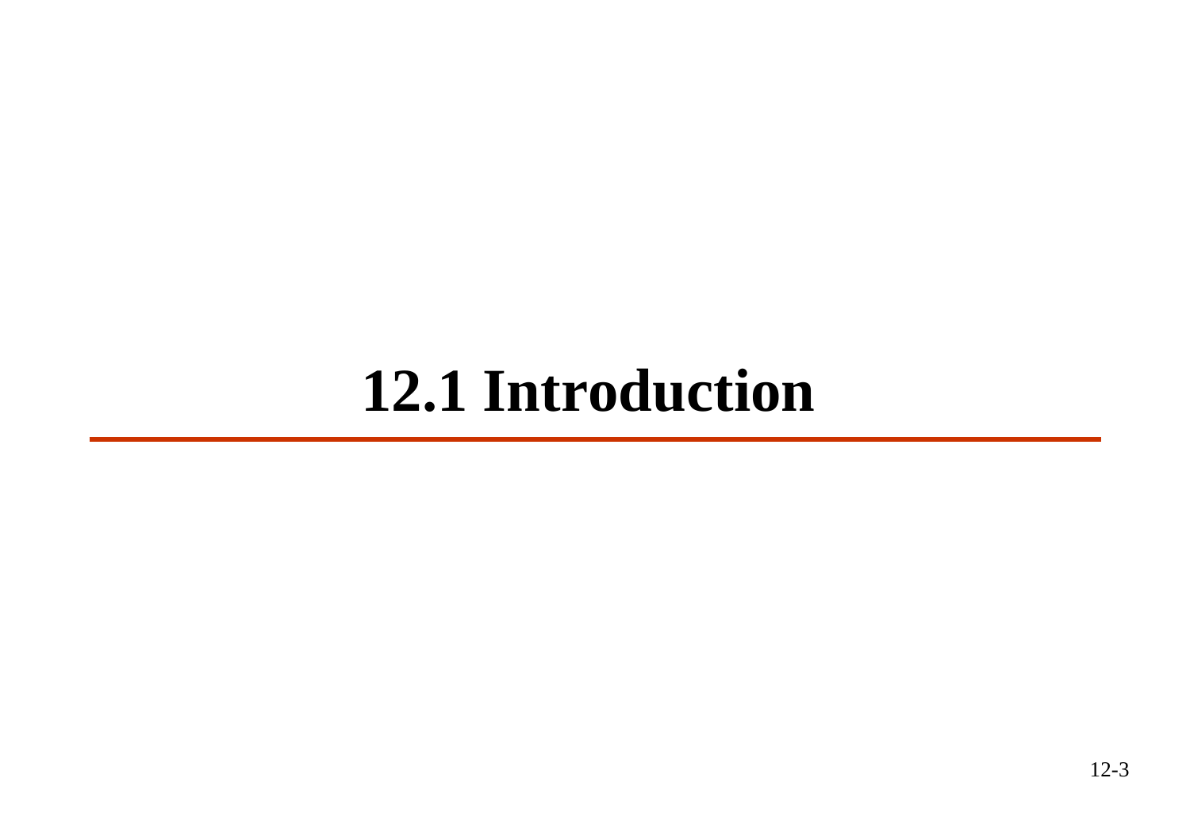# 12.1 Introduction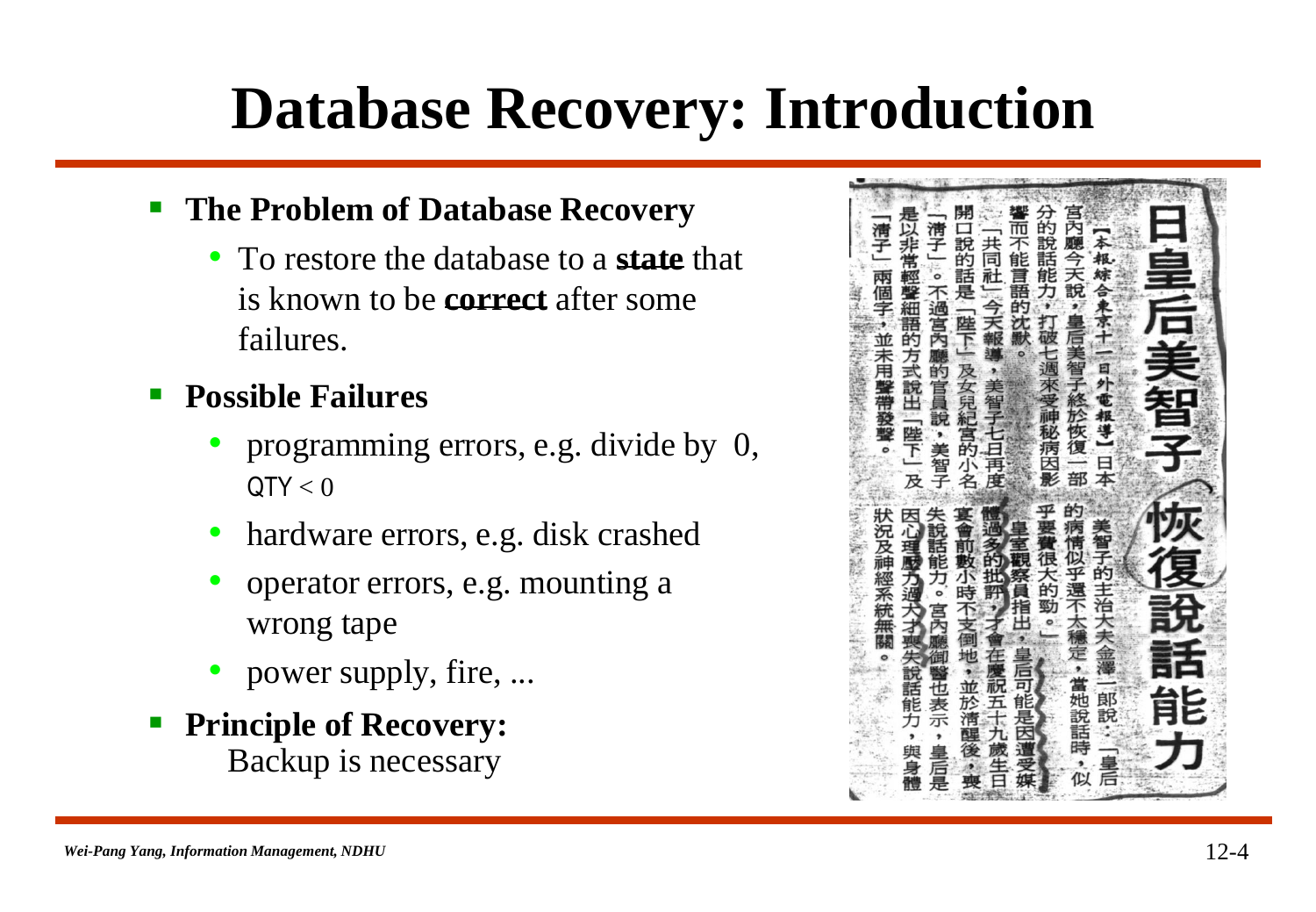# Database Recovery: Introduction

- **The Problem of Database Recovery**
  - To restore the database to a **state** that is known to be **correct** after some failures.
- **Possible Failures**
  - programming errors, e.g. divide by 0, QTY < 0
  - hardware errors, e.g. disk crashed
  - operator errors, e.g. mounting a wrong tape
  - power supply, fire, ...
- **Principle of Recovery:**
  Backup is necessary

日皇后美智子恢復說話能力

【本報綜合東京十一日外電報導】日本宮內廳今天說，皇后美智子終於恢復一部分的說話能力，打破七週來受神秘病因影響而不能言語的沈默。

「共同社」今天報導，美智子七日再度開口說的話是「陛下」及女兒紀宮的小名「清子」。不過宮內廳的官員說，美智子是以非常輕聲細語的方式說出「陛下」及「清子」兩個字，並未用聲帶發聲。

美智子的主治大夫金澤一郎說：「皇后的病情似乎還不太穩定，當她說話時，似乎要費很大的勁。」

皇室觀察員指出，皇后可能是因遭受媒體過多的批評，才會在慶祝五十九歲生日宴會前數小時不支倒地，並於清醒後，喪失說話能力。宮內廳御醫也表示，皇后是因心理壓力過大才喪失說話能力，與身體狀況及神經系統無關。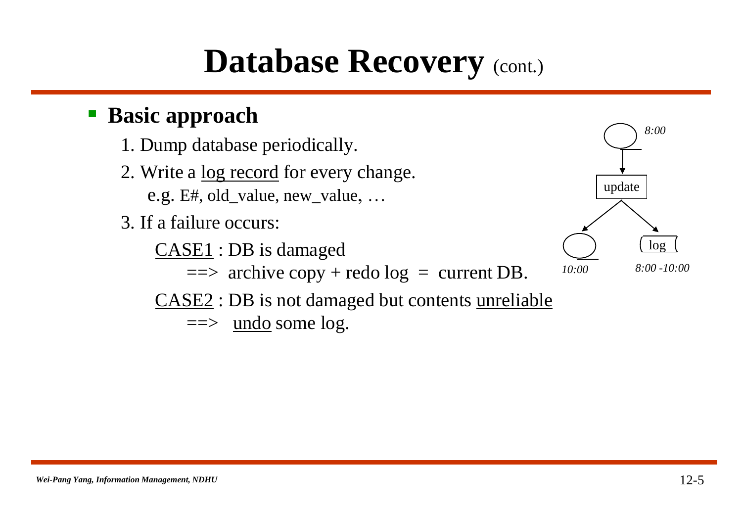# Database Recovery (cont.)

- **Basic approach**
  1. Dump database periodically.
  2. Write a <u>log record</u> for every change.
     e.g. E#, old_value, new_value, …
  3. If a failure occurs:

     <u>CASE1</u> : DB is damaged

     ==> archive copy + redo log = current DB.

     <u>CASE2</u> : DB is not damaged but contents <u>unreliable</u>

     ==> <u>undo</u> some log.

*8:00*

update

log

*10:00*

*8:00 -10:00*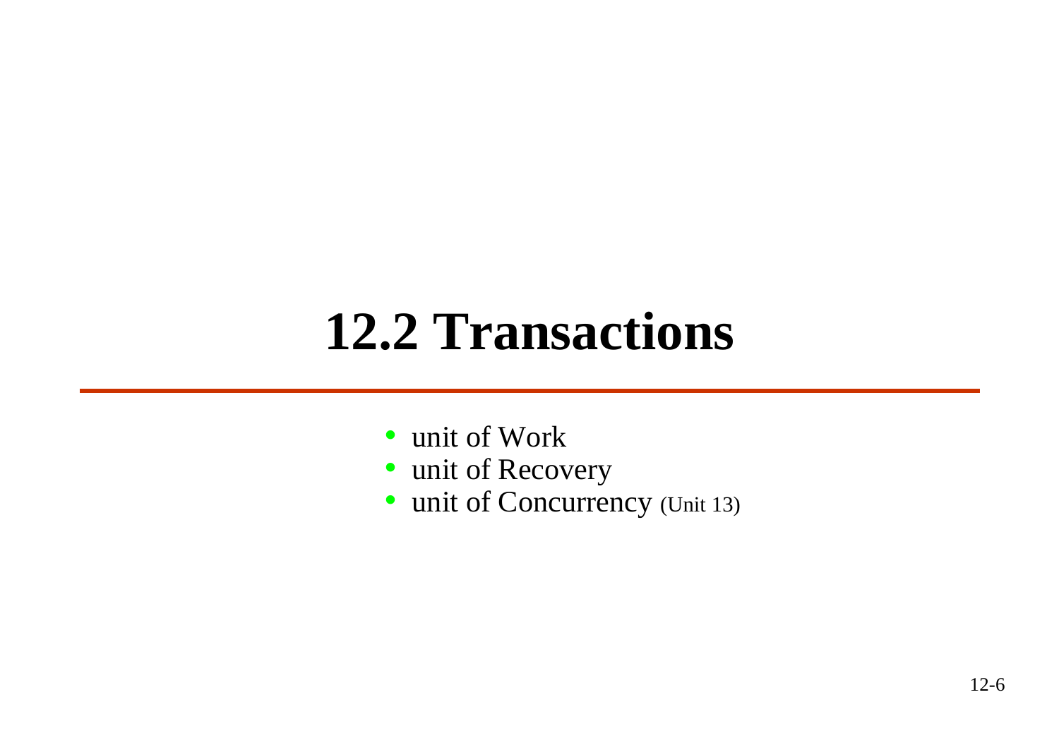# 12.2 Transactions

- unit of Work
- unit of Recovery
- unit of Concurrency (Unit 13)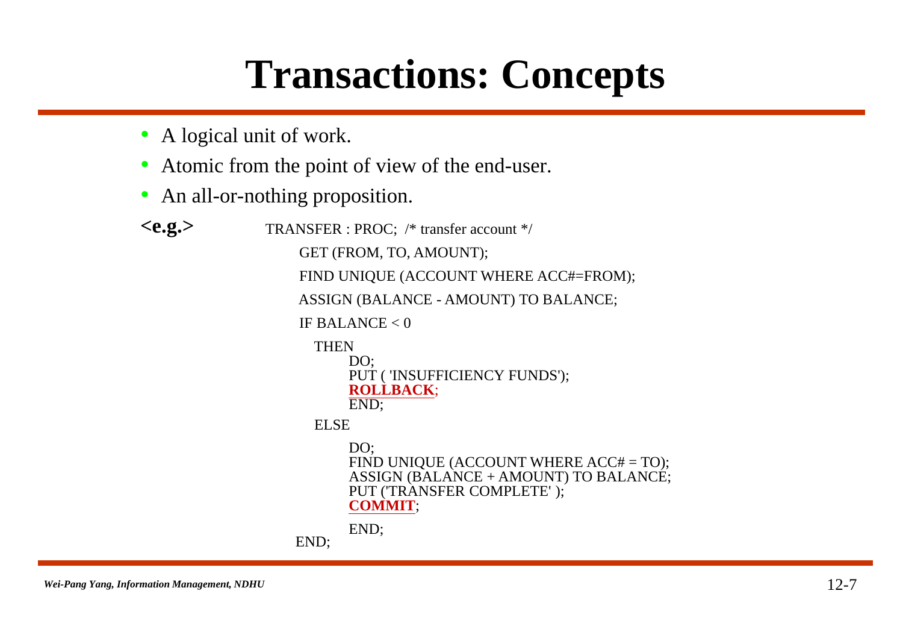# Transactions: Concepts

- A logical unit of work.
- Atomic from the point of view of the end-user.
- An all-or-nothing proposition.

**<e.g.>**

```
TRANSFER : PROC;  /* transfer account */
    GET (FROM, TO, AMOUNT);
    FIND UNIQUE (ACCOUNT WHERE ACC#=FROM);
    ASSIGN (BALANCE - AMOUNT) TO BALANCE;
    IF BALANCE < 0
      THEN
          DO;
          PUT ( 'INSUFFICIENCY FUNDS');
          ROLLBACK;
          END;
      ELSE
          DO;
          FIND UNIQUE (ACCOUNT WHERE ACC# = TO);
          ASSIGN (BALANCE + AMOUNT) TO BALANCE;
          PUT ('TRANSFER COMPLETE' );
          COMMIT;
          END;
    END;
```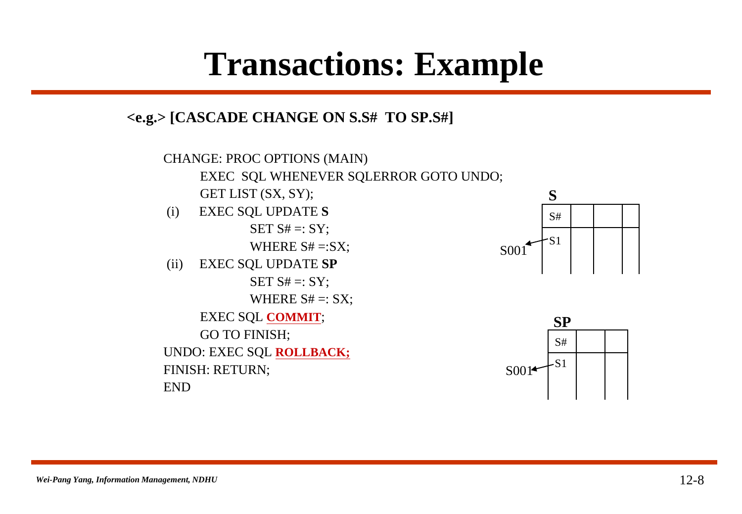# Transactions: Example

**<e.g.> [CASCADE CHANGE ON S.S# TO SP.S#]**

```
CHANGE: PROC OPTIONS (MAIN)
      EXEC  SQL WHENEVER SQLERROR GOTO UNDO;
      GET LIST (SX, SY);
(i)   EXEC SQL UPDATE S
              SET S# =: SY;
              WHERE S# =:SX;
(ii)  EXEC SQL UPDATE SP
              SET S# =: SY;
              WHERE S# =: SX;
      EXEC SQL COMMIT;
      GO TO FINISH;
UNDO: EXEC SQL ROLLBACK;
FINISH: RETURN;
END
```

**S**

| S# | | | |
|---|---|---|---|
| S1 (→ S001) | | | |

**SP**

| S# | | |
|---|---|---|
| S1 (→ S001) | | |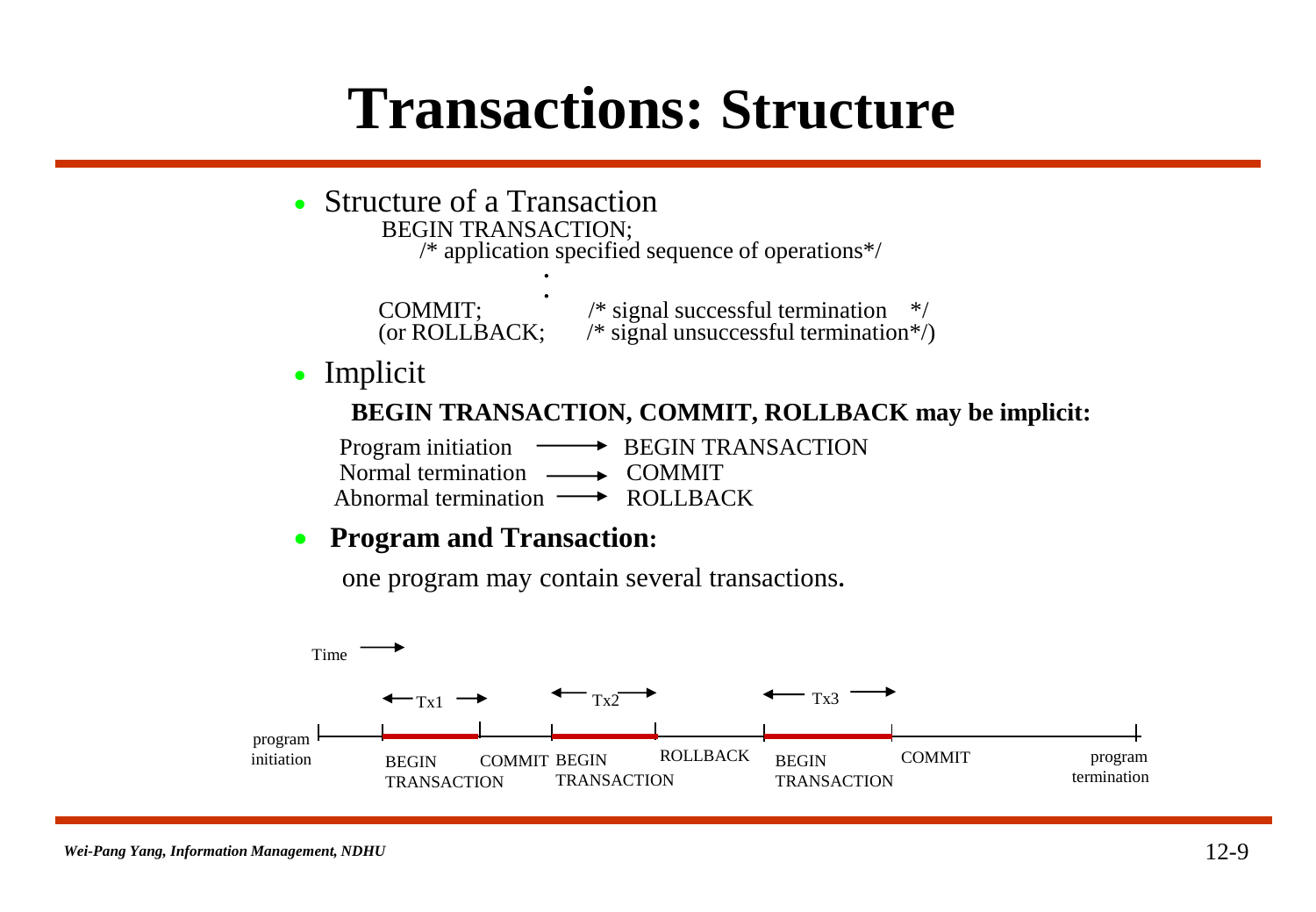# Transactions: Structure

- Structure of a Transaction

```
BEGIN TRANSACTION;
    /* application specified sequence of operations*/
                    .
                    .
COMMIT;            /* signal successful termination   */
(or ROLLBACK;      /* signal unsuccessful termination*/)
```

- Implicit

  **BEGIN TRANSACTION, COMMIT, ROLLBACK may be implicit:**

  Program initiation → BEGIN TRANSACTION
  Normal termination → COMMIT
  Abnormal termination → ROLLBACK

- **Program and Transaction:**

  one program may contain several transactions.

Time →

| | Tx1 | | Tx2 | | Tx3 | |
|---|---|---|---|---|---|---|
| program initiation | BEGIN TRANSACTION | COMMIT | BEGIN TRANSACTION | ROLLBACK | BEGIN TRANSACTION | COMMIT | program termination |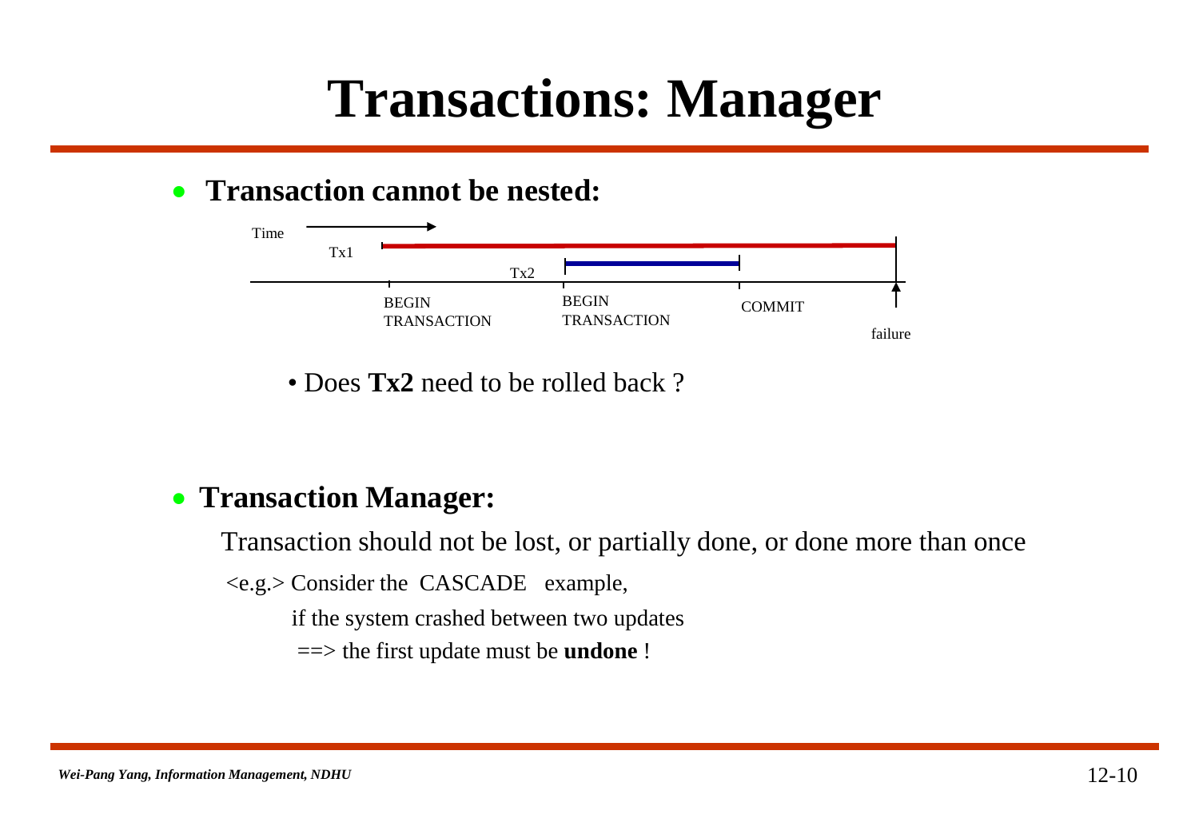# Transactions: Manager

- **Transaction cannot be nested:**

Time →

Tx1 — BEGIN TRANSACTION

Tx2 — BEGIN TRANSACTION — COMMIT

failure

  - Does **Tx2** need to be rolled back ?

- **Transaction Manager:**

  Transaction should not be lost, or partially done, or done more than once

  <e.g.> Consider the CASCADE example,

  if the system crashed between two updates

  ==> the first update must be **undone** !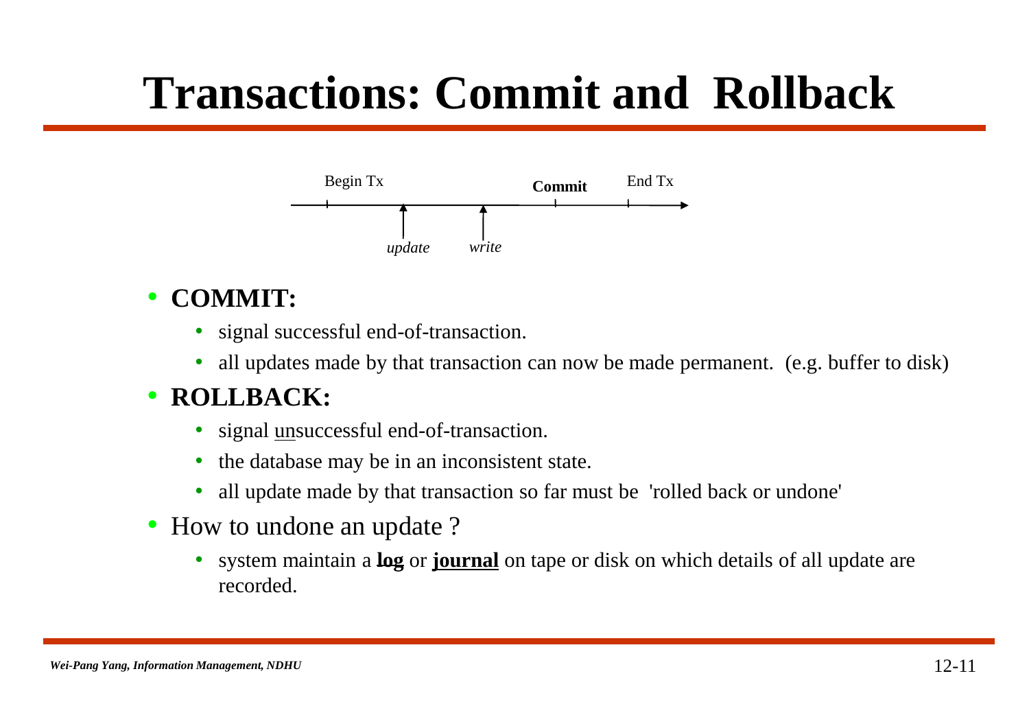# Transactions: Commit and Rollback

Begin Tx — *update* — *write* — **Commit** — End Tx

- **COMMIT:**
  - signal successful end-of-transaction.
  - all updates made by that transaction can now be made permanent. (e.g. buffer to disk)
- **ROLLBACK:**
  - signal <u>un</u>successful end-of-transaction.
  - the database may be in an inconsistent state.
  - all update made by that transaction so far must be 'rolled back or undone'
- How to undone an update ?
  - system maintain a **<u>log</u>** or **<u>journal</u>** on tape or disk on which details of all update are recorded.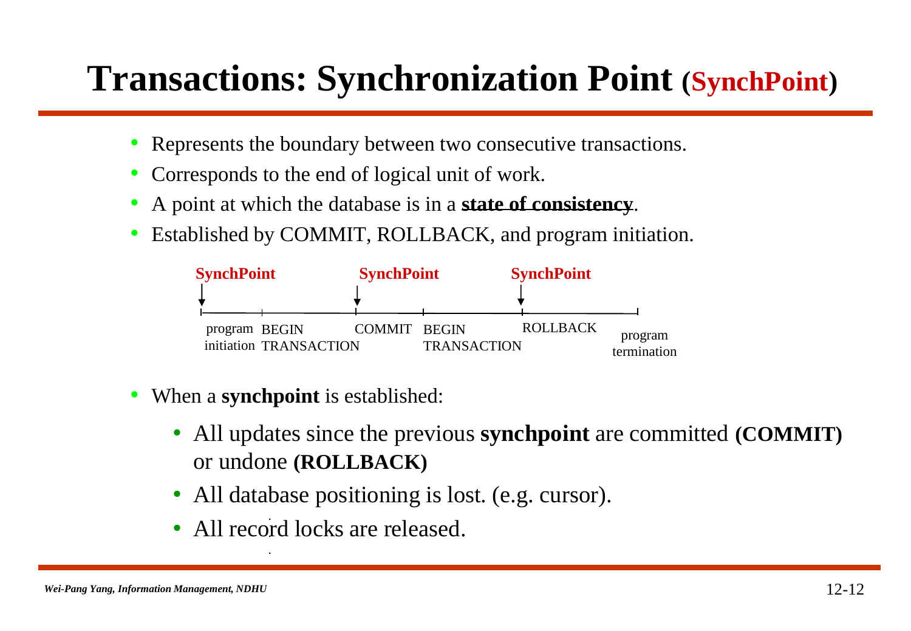# Transactions: Synchronization Point (SynchPoint)

- Represents the boundary between two consecutive transactions.
- Corresponds to the end of logical unit of work.
- A point at which the database is in a **state of consistency**.
- Established by COMMIT, ROLLBACK, and program initiation.

```
SynchPoint                      SynchPoint                  SynchPoint
    |                               |                           |
    v                               v                           v
    |-----------|-------------------|-----------|---------------|-----------------|
program      BEGIN               COMMIT       BEGIN          ROLLBACK          program
initiation   TRANSACTION                      TRANSACTION                      termination
```

- When a **synchpoint** is established:
  - All updates since the previous **synchpoint** are committed **(COMMIT)** or undone **(ROLLBACK)**
  - All database positioning is lost. (e.g. cursor).
  - All record locks are released.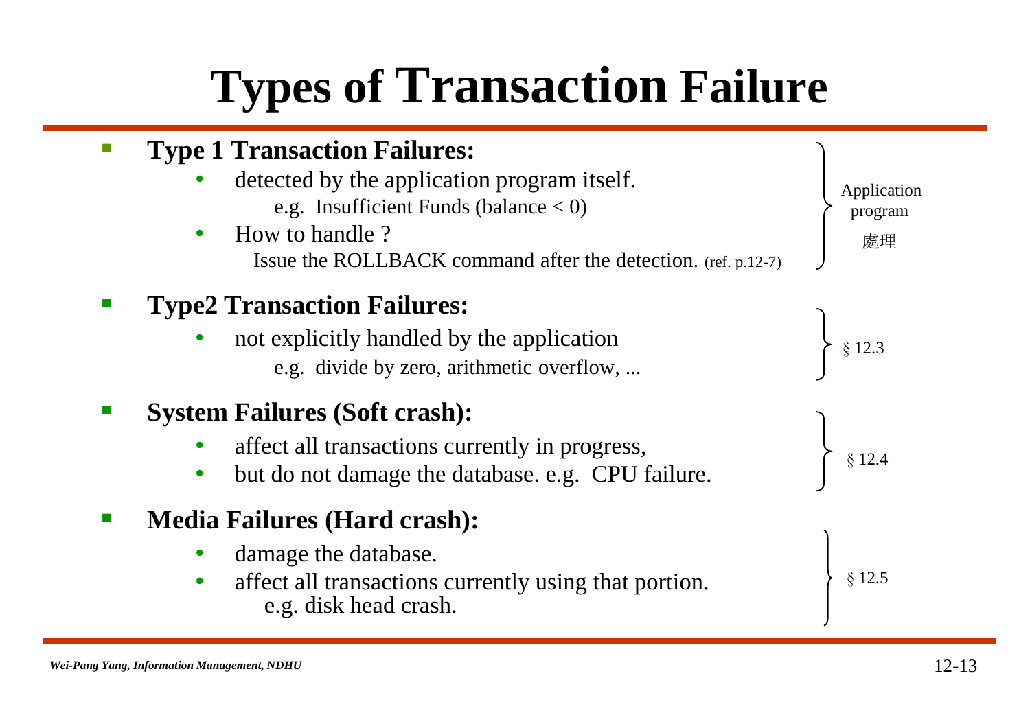# Types of Transaction Failure

- **Type 1 Transaction Failures:**
  - detected by the application program itself.
    
    e.g. Insufficient Funds (balance < 0)
  - How to handle ?
    
    Issue the ROLLBACK command after the detection. (ref. p.12-7)

  } Application program 處理

- **Type2 Transaction Failures:**
  - not explicitly handled by the application
    
    e.g. divide by zero, arithmetic overflow, ...

  } § 12.3

- **System Failures (Soft crash):**
  - affect all transactions currently in progress,
  - but do not damage the database. e.g. CPU failure.

  } § 12.4

- **Media Failures (Hard crash):**
  - damage the database.
  - affect all transactions currently using that portion.
    
    e.g. disk head crash.

  } § 12.5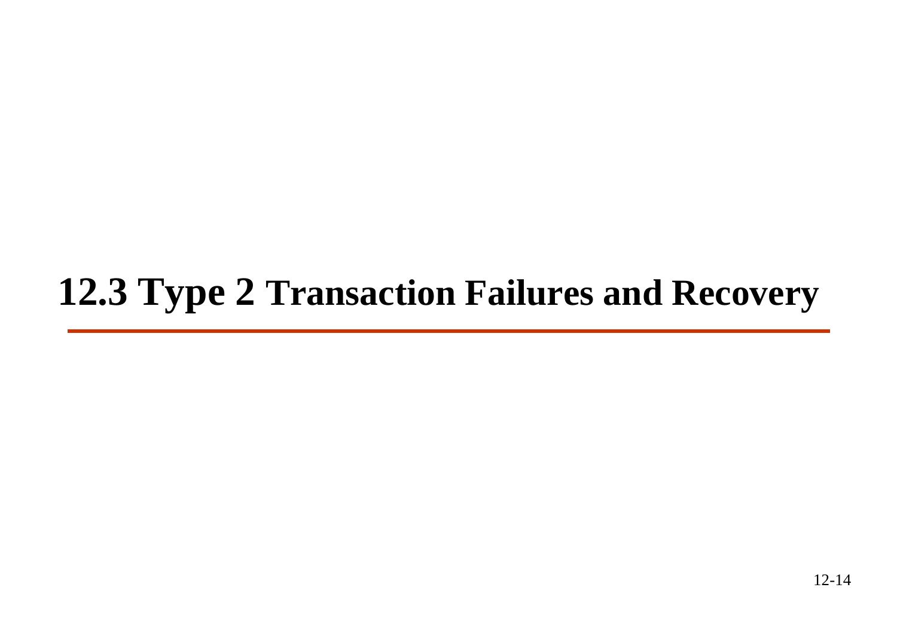# 12.3 Type 2 Transaction Failures and Recovery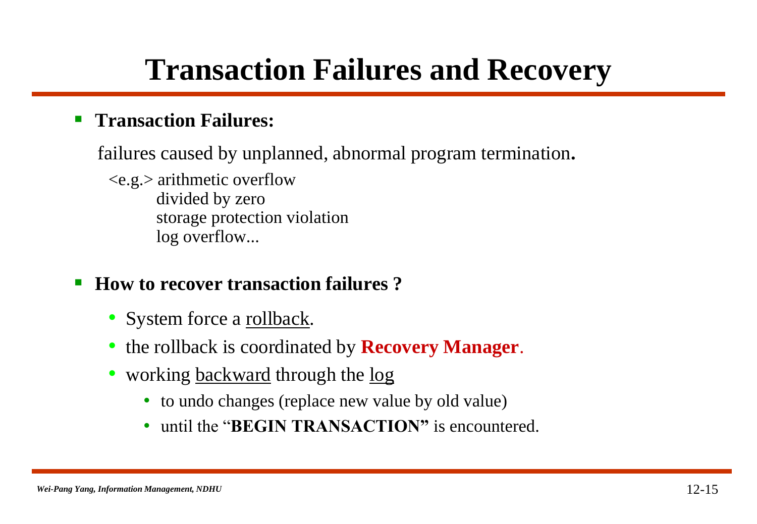# Transaction Failures and Recovery

- **Transaction Failures:**

  failures caused by unplanned, abnormal program termination**.**

  <e.g.> arithmetic overflow
  divided by zero
  storage protection violation
  log overflow...

- **How to recover transaction failures ?**
  - System force a rollback.
  - the rollback is coordinated by **Recovery Manager**.
  - working backward through the log
    - to undo changes (replace new value by old value)
    - until the "**BEGIN TRANSACTION"** is encountered.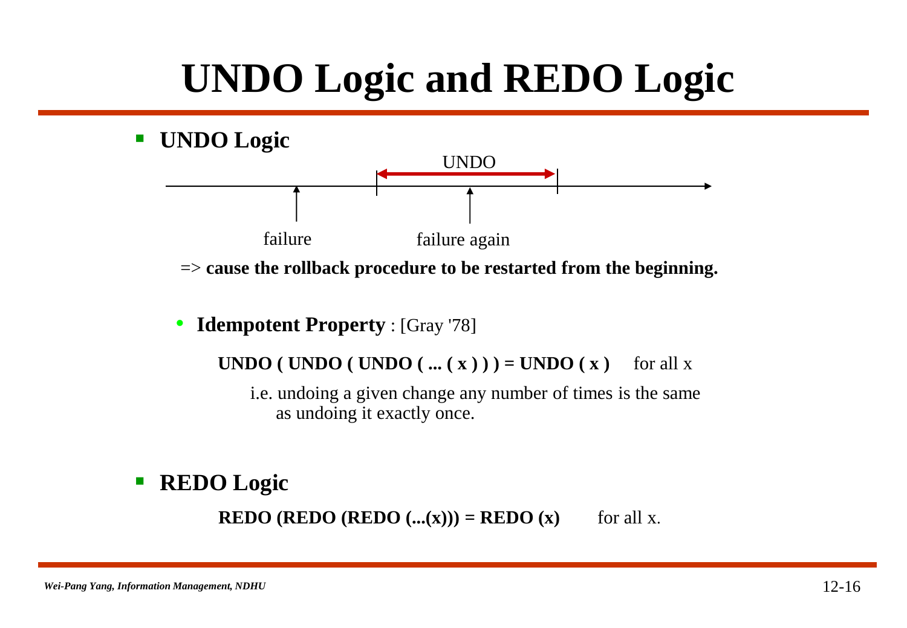# UNDO Logic and REDO Logic

- **UNDO Logic**

UNDO

failure

failure again

=> **cause the rollback procedure to be restarted from the beginning.**

- **Idempotent Property** : [Gray '78]

  **UNDO ( UNDO ( UNDO ( ... ( x ) ) ) = UNDO ( x )** for all x

  i.e. undoing a given change any number of times is the same as undoing it exactly once.

- **REDO Logic**

  **REDO (REDO (REDO (...(x))) = REDO (x)** for all x.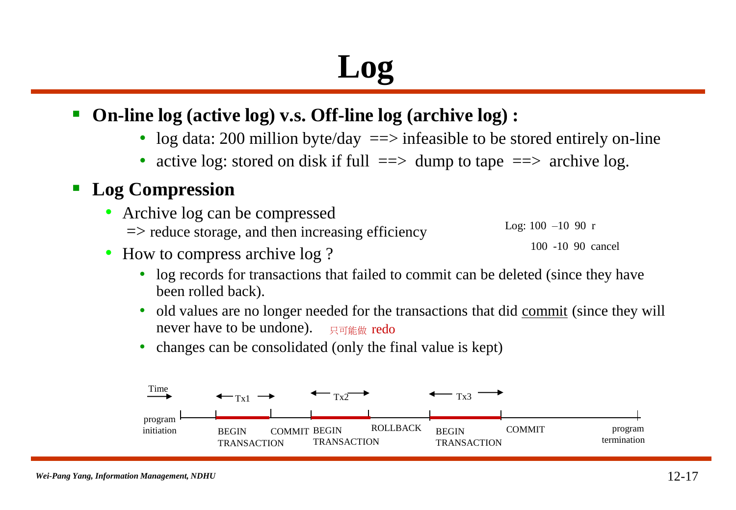# Log

- **On-line log (active log) v.s. Off-line log (archive log) :**
  - log data: 200 million byte/day ==> infeasible to be stored entirely on-line
  - active log: stored on disk if full ==> dump to tape ==> archive log.

- **Log Compression**
  - Archive log can be compressed
    => reduce storage, and then increasing efficiency
  - How to compress archive log ?
    - log records for transactions that failed to commit can be deleted (since they have been rolled back).
    - old values are no longer needed for the transactions that did <u>commit</u> (since they will never have to be undone). 只可能做 redo
    - changes can be consolidated (only the final value is kept)

Log: 100 –10 90 r

100 -10 90 cancel

Time →

program initiation | ←Tx1→ BEGIN TRANSACTION ... COMMIT | ←Tx2→ BEGIN TRANSACTION ... ROLLBACK | ←Tx3→ BEGIN TRANSACTION ... COMMIT | program termination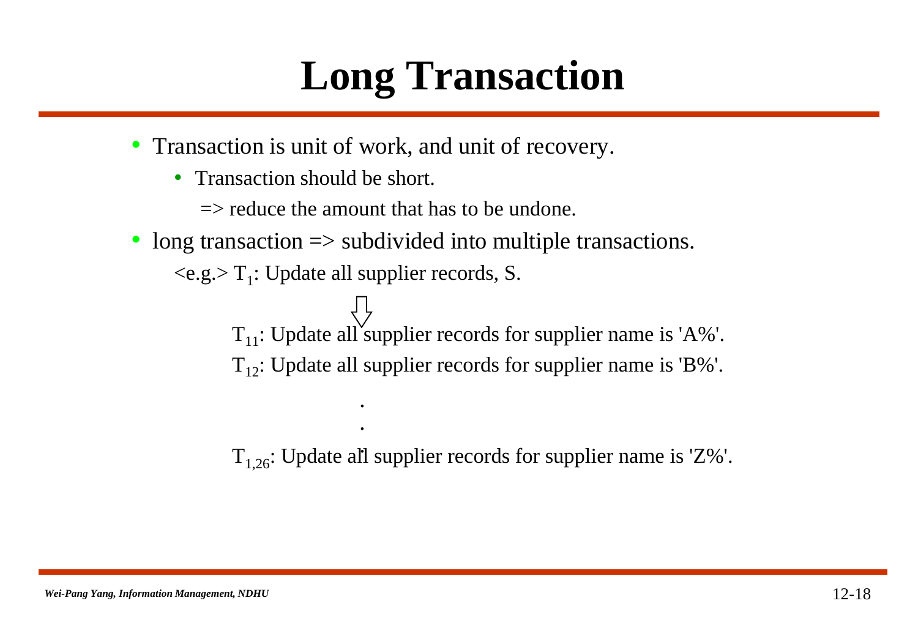# Long Transaction

- Transaction is unit of work, and unit of recovery.
  - Transaction should be short.

    => reduce the amount that has to be undone.
- long transaction => subdivided into multiple transactions.

  <e.g.> $T_1$: Update all supplier records, S.

  ⇩

  $T_{11}$: Update all supplier records for supplier name is 'A%'.

  $T_{12}$: Update all supplier records for supplier name is 'B%'.

  .
  .
  .

  $T_{1,26}$: Update all supplier records for supplier name is 'Z%'.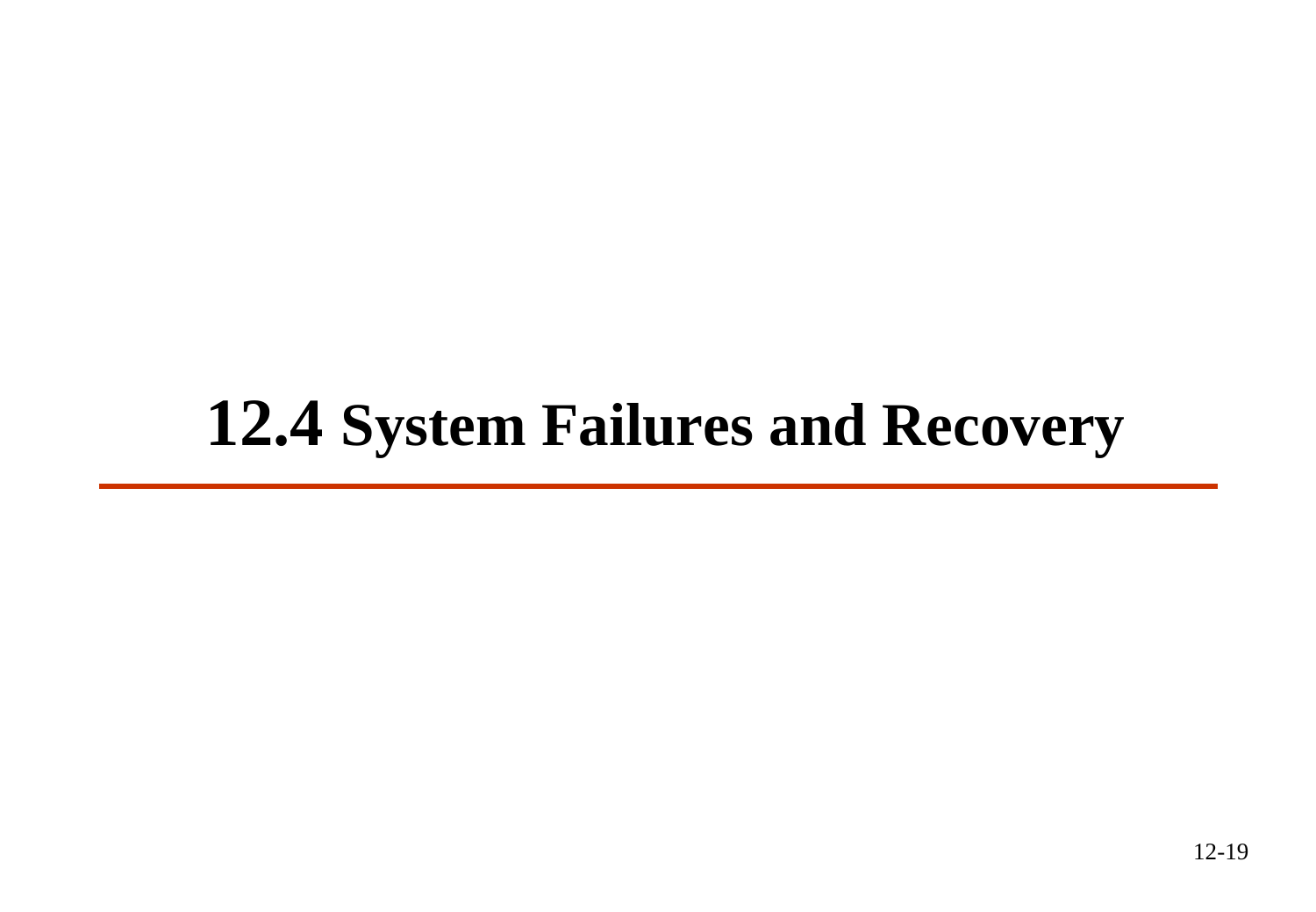# 12.4 System Failures and Recovery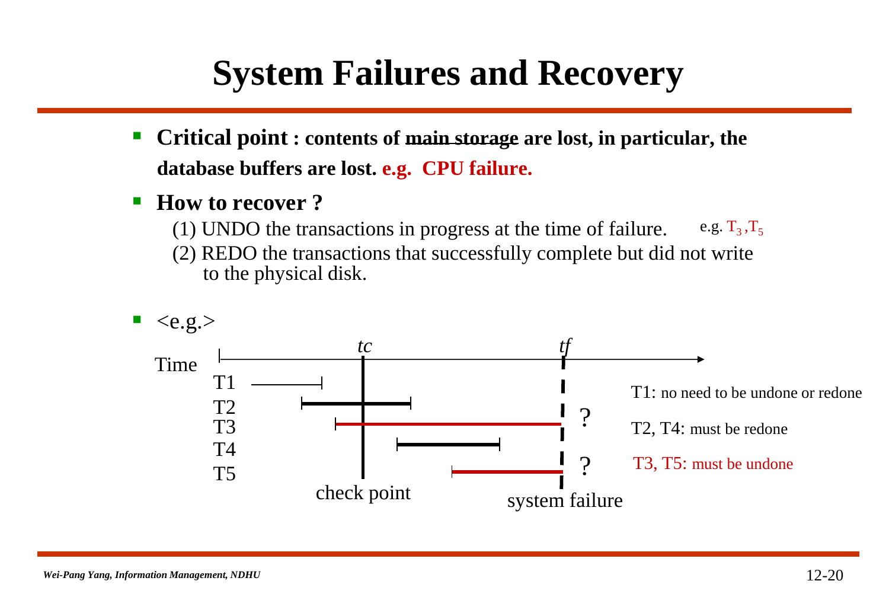# System Failures and Recovery

- **Critical point : contents of <u>main storage</u> are lost, in particular, the database buffers are lost. e.g. CPU failure.**
- **How to recover ?**
  (1) UNDO the transactions in progress at the time of failure. e.g. $T_3$, $T_5$
  (2) REDO the transactions that successfully complete but did not write to the physical disk.
- <e.g.>

Time — *tc* (check point), *tf* (system failure)

T1, T2, T3, T4, T5

T1: no need to be undone or redone

T2, T4: must be redone

T3, T5: must be undone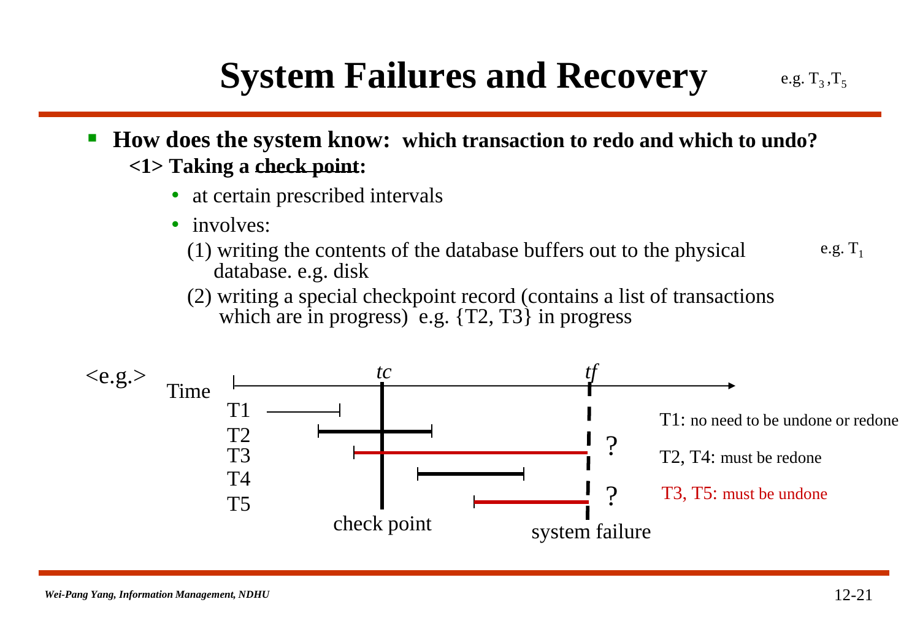# System Failures and Recovery

e.g. $T_3$ ,$T_5$

- **How does the system know: which transaction to redo and which to undo?**

  **<1> Taking a check point:**

  - at certain prescribed intervals
  - involves:

    (1) writing the contents of the database buffers out to the physical database. e.g. disk

    e.g. $T_1$

    (2) writing a special checkpoint record (contains a list of transactions which are in progress) e.g. {T2, T3} in progress

<e.g.>

Time — tc (check point), tf (system failure)

T1, T2, T3, T4, T5

T1: no need to be undone or redone

T2, T4: must be redone

T3, T5: must be undone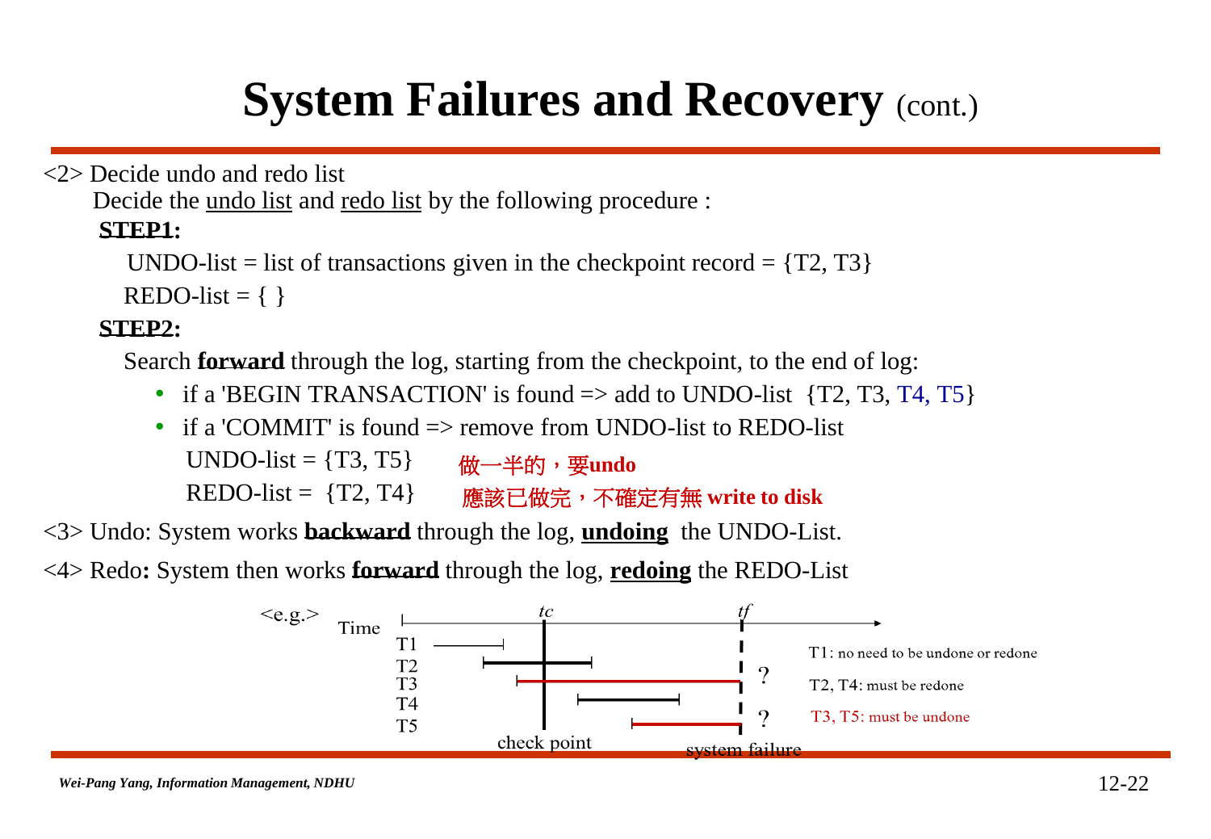# System Failures and Recovery (cont.)

<2> Decide undo and redo list

Decide the undo list and redo list by the following procedure :

**STEP1:**

UNDO-list = list of transactions given in the checkpoint record = {T2, T3}

REDO-list = { }

**STEP2:**

Search **forward** through the log, starting from the checkpoint, to the end of log:

- if a 'BEGIN TRANSACTION' is found => add to UNDO-list {T2, T3, T4, T5}
- if a 'COMMIT' is found => remove from UNDO-list to REDO-list

UNDO-list = {T3, T5}　　做一半的，要**undo**

REDO-list = {T2, T4}　　應該已做完，不確定有無 **write to disk**

<3> Undo: System works **backward** through the log, **undoing** the UNDO-List.

<4> Redo**:** System then works **forward** through the log, **redoing** the REDO-List

<e.g.>

Time: tc (check point), tf (system failure)

T1, T2, T3, T4, T5

T1: no need to be undone or redone

T2, T4: must be redone

T3, T5: must be undone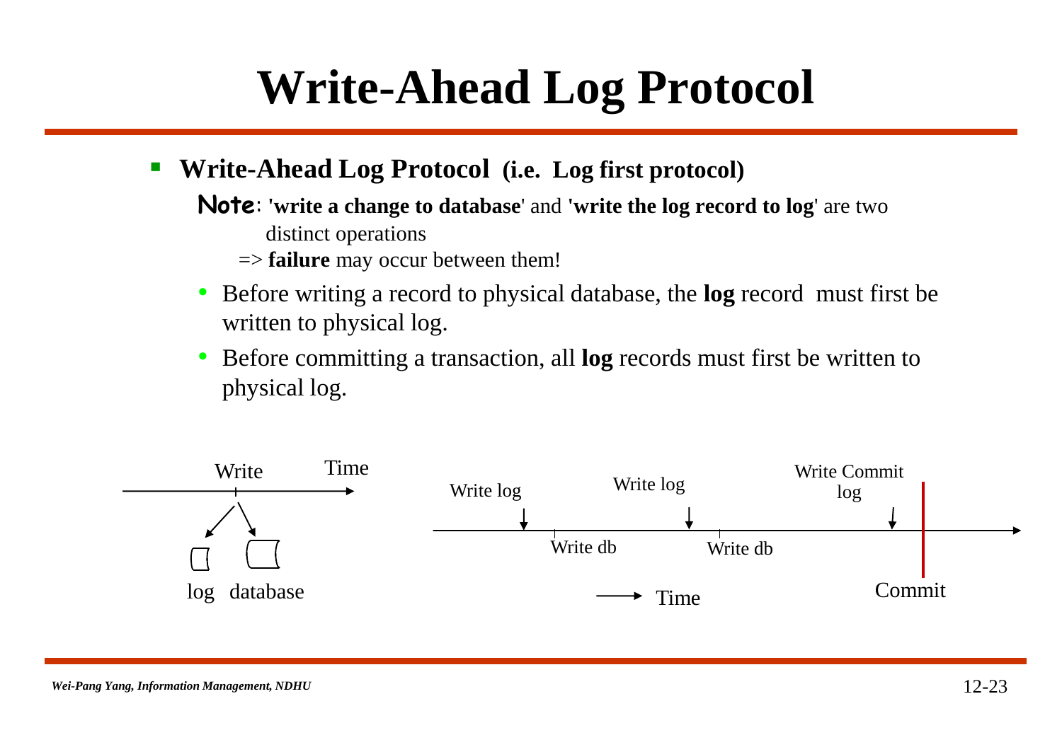# Write-Ahead Log Protocol

- **Write-Ahead Log Protocol (i.e. Log first protocol)**

  **Note**: **'write a change to database**' and **'write the log record to log**' are two distinct operations

  => **failure** may occur between them!

  - Before writing a record to physical database, the **log** record must first be written to physical log.
  - Before committing a transaction, all **log** records must first be written to physical log.

Write Time

log database

Write log Write log Write Commit log

Write db Write db

Time Commit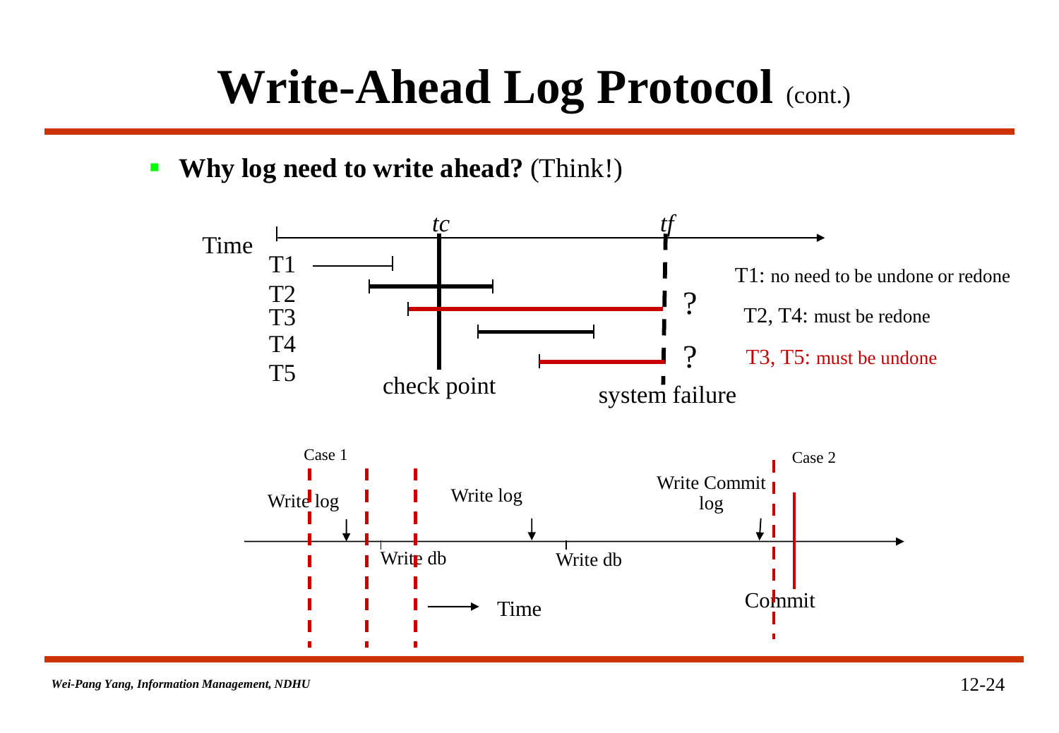# Write-Ahead Log Protocol (cont.)

- **Why log need to write ahead?** (Think!)

Time — $tc$ (check point), $tf$ (system failure)

T1, T2, T3, T4, T5

T1: no need to be undone or redone

T2, T4: must be redone

T3, T5: must be undone

Case 1: Write log → Write db; Write log → Write db

Case 2: Write Commit log → Commit

Time →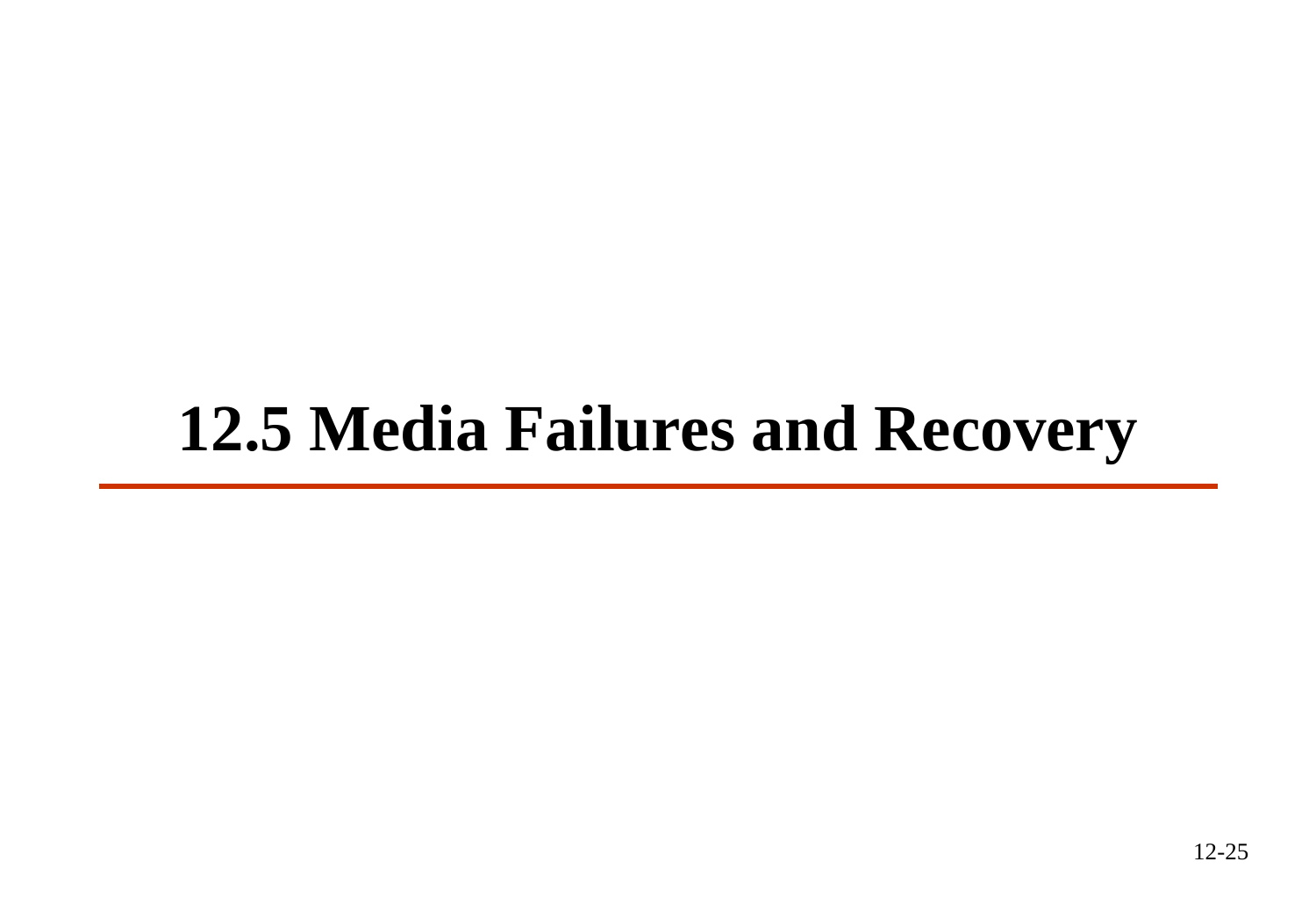# 12.5 Media Failures and Recovery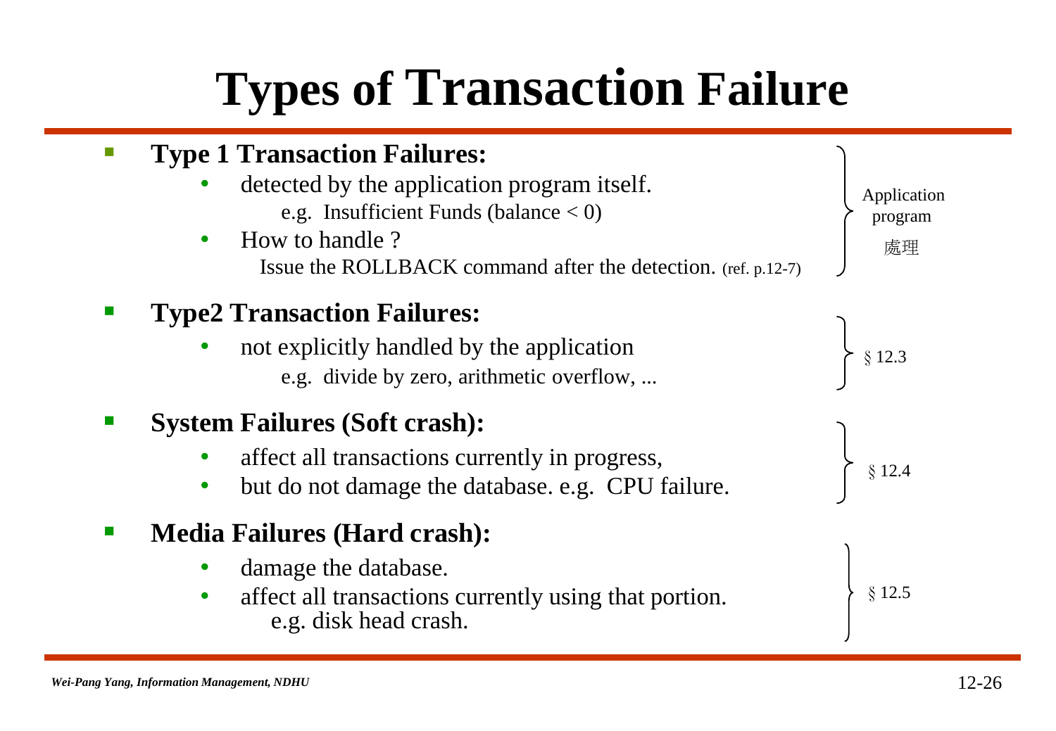# Types of Transaction Failure

- **Type 1 Transaction Failures:**
  - detected by the application program itself.
    - e.g. Insufficient Funds (balance < 0)
  - How to handle ?
    - Issue the ROLLBACK command after the detection. (ref. p.12-7)

  } Application program 處理

- **Type2 Transaction Failures:**
  - not explicitly handled by the application
    - e.g. divide by zero, arithmetic overflow, ...

  } § 12.3

- **System Failures (Soft crash):**
  - affect all transactions currently in progress,
  - but do not damage the database. e.g. CPU failure.

  } § 12.4

- **Media Failures (Hard crash):**
  - damage the database.
  - affect all transactions currently using that portion.
    - e.g. disk head crash.

  } § 12.5

*Wei-Pang Yang, Information Management, NDHU*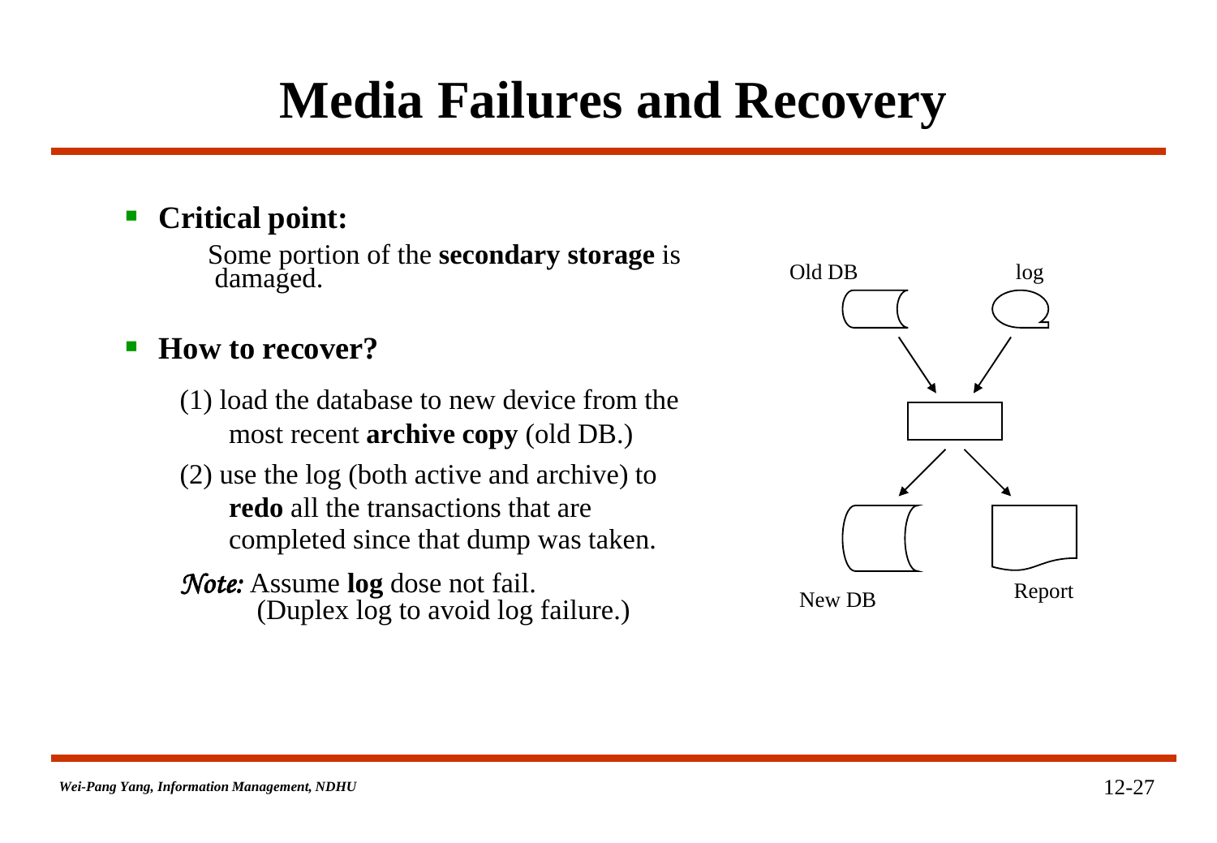# Media Failures and Recovery

- **Critical point:**

  Some portion of the **secondary storage** is damaged.

- **How to recover?**

  (1) load the database to new device from the most recent **archive copy** (old DB.)

  (2) use the log (both active and archive) to **redo** all the transactions that are completed since that dump was taken.

  *Note:* Assume **log** dose not fail.
  (Duplex log to avoid log failure.)

Old DB

log

New DB

Report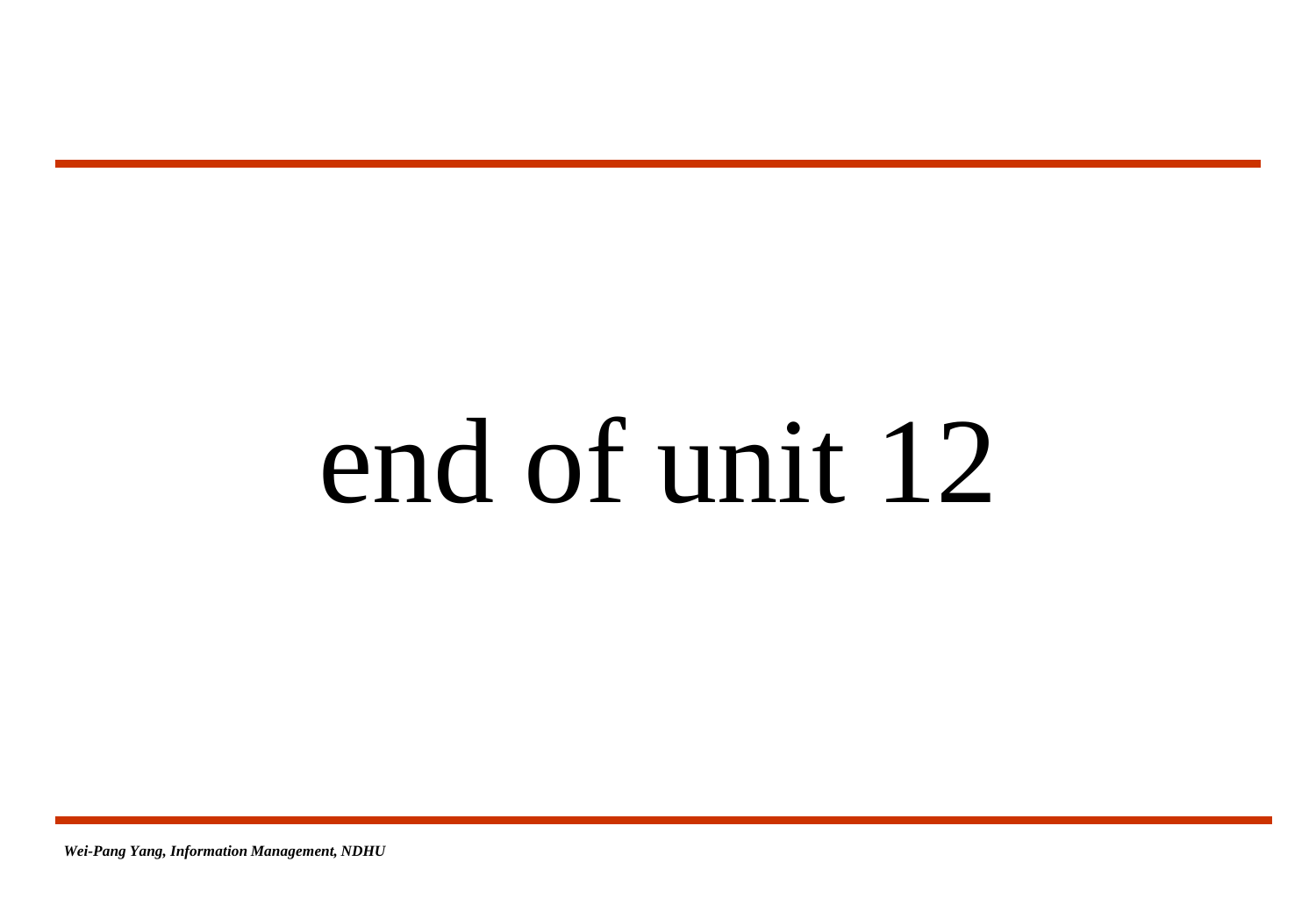# end of unit 12